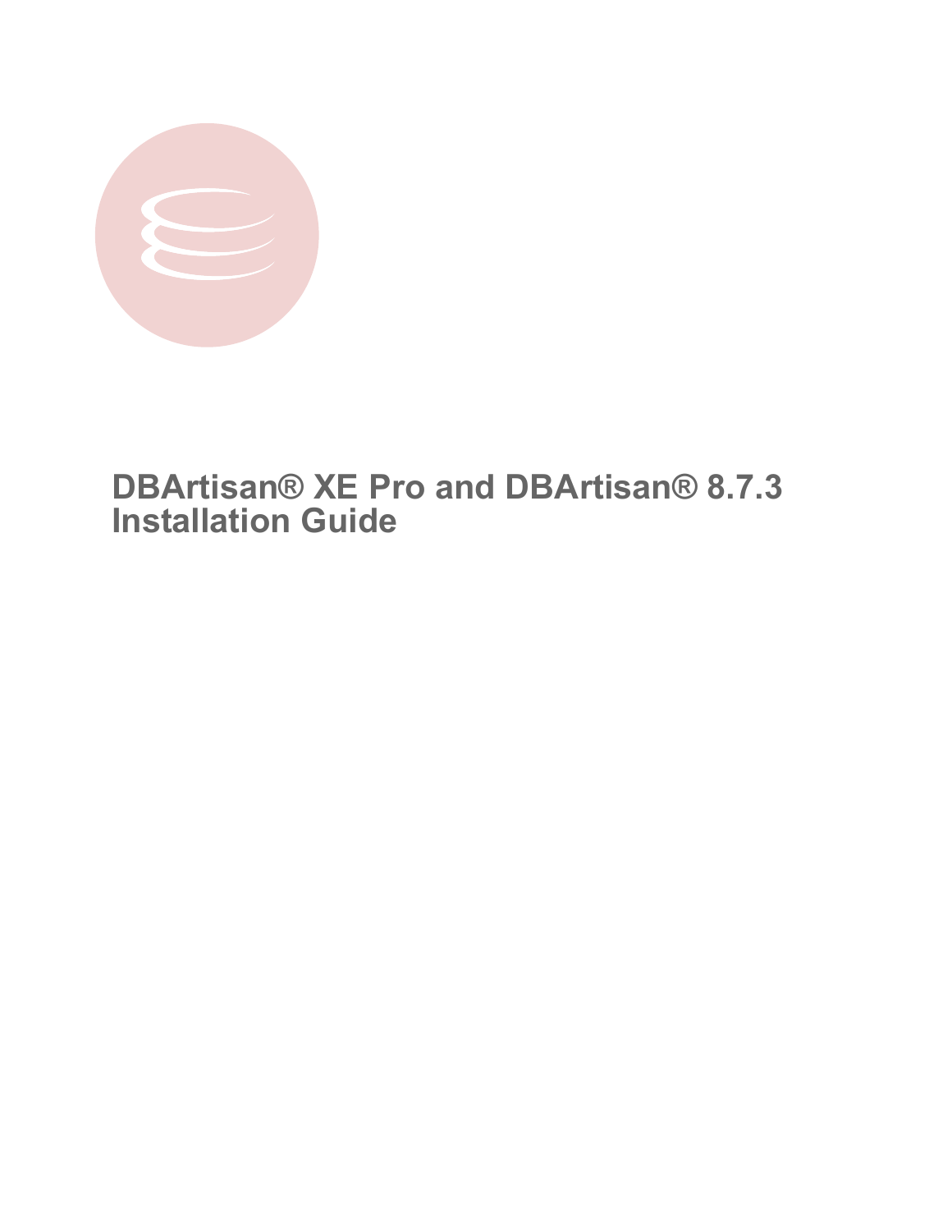# DBArtisan® XE Pro and DBArtisan® 8.7.3 Installation Guide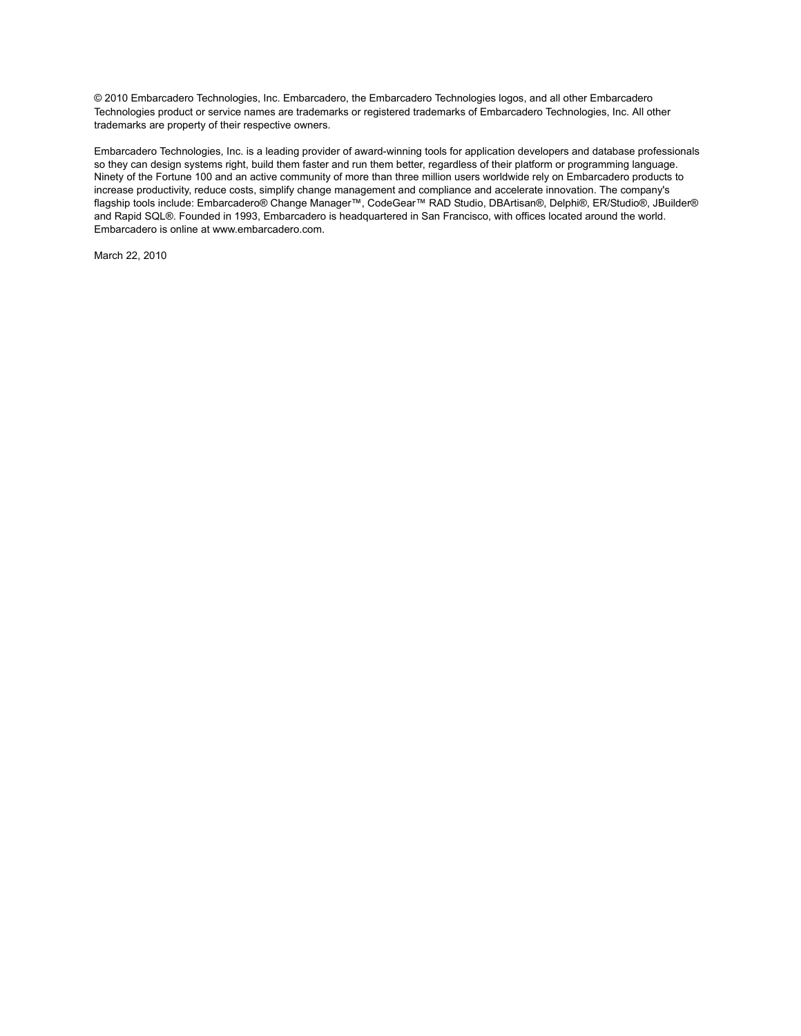© 2010 Embarcadero Technologies, Inc. Embarcadero, the Embarcadero Technologies logos, and all other Embarcadero Technologies product or service names are trademarks or registered trademarks of Embarcadero Technologies, Inc. All other trademarks are property of their respective owners.

Embarcadero Technologies, Inc. is a leading provider of award-winning tools for application developers and database professionals so they can design systems right, build them faster and run them better, regardless of their platform or programming language. Ninety of the Fortune 100 and an active community of more than three million users worldwide rely on Embarcadero products to increase productivity, reduce costs, simplify change management and compliance and accelerate innovation. The company's flagship tools include: Embarcadero® Change Manager™, CodeGear™ RAD Studio, DBArtisan®, Delphi®, ER/Studio®, JBuilder® and Rapid SQL®. Founded in 1993, Embarcadero is headquartered in San Francisco, with offices located around the world. Embarcadero is online at www.embarcadero.com.

March 22, 2010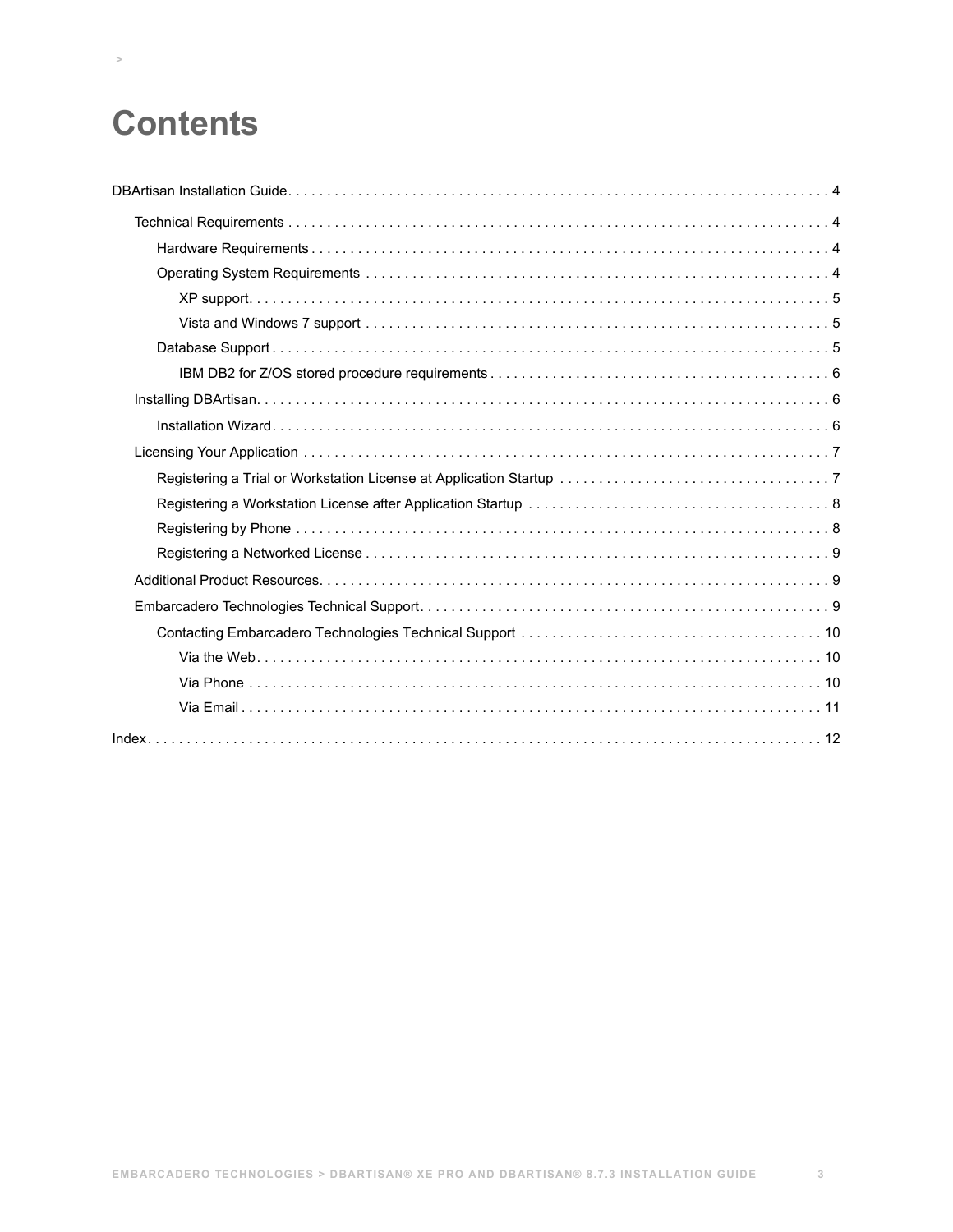# Contents

- DBArtisan Installation Guide . . . . . 4
  - Technical Requirements . . . . . 4
    - Hardware Requirements . . . . . 4
    - Operating System Requirements . . . . . 4
      - XP support . . . . . 5
      - Vista and Windows 7 support . . . . . 5
    - Database Support . . . . . 5
      - IBM DB2 for Z/OS stored procedure requirements . . . . . 6
  - Installing DBArtisan . . . . . 6
    - Installation Wizard . . . . . 6
  - Licensing Your Application . . . . . 7
    - Registering a Trial or Workstation License at Application Startup . . . . . 7
    - Registering a Workstation License after Application Startup . . . . . 8
    - Registering by Phone . . . . . 8
    - Registering a Networked License . . . . . 9
  - Additional Product Resources . . . . . 9
  - Embarcadero Technologies Technical Support . . . . . 9
    - Contacting Embarcadero Technologies Technical Support . . . . . 10
      - Via the Web . . . . . 10
      - Via Phone . . . . . 10
      - Via Email . . . . . 11
- Index . . . . . 12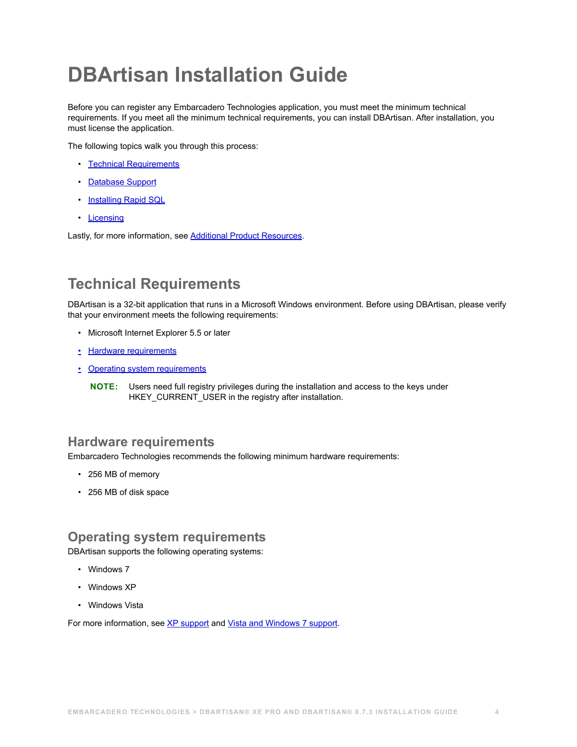# DBArtisan Installation Guide

Before you can register any Embarcadero Technologies application, you must meet the minimum technical requirements. If you meet all the minimum technical requirements, you can install DBArtisan. After installation, you must license the application.

The following topics walk you through this process:

- Technical Requirements
- Database Support
- Installing Rapid SQL
- Licensing

Lastly, for more information, see Additional Product Resources.

## Technical Requirements

DBArtisan is a 32-bit application that runs in a Microsoft Windows environment. Before using DBArtisan, please verify that your environment meets the following requirements:

- Microsoft Internet Explorer 5.5 or later
- Hardware requirements
- Operating system requirements

**NOTE:** Users need full registry privileges during the installation and access to the keys under HKEY_CURRENT_USER in the registry after installation.

### Hardware requirements

Embarcadero Technologies recommends the following minimum hardware requirements:

- 256 MB of memory
- 256 MB of disk space

### Operating system requirements

DBArtisan supports the following operating systems:

- Windows 7
- Windows XP
- Windows Vista

For more information, see XP support and Vista and Windows 7 support.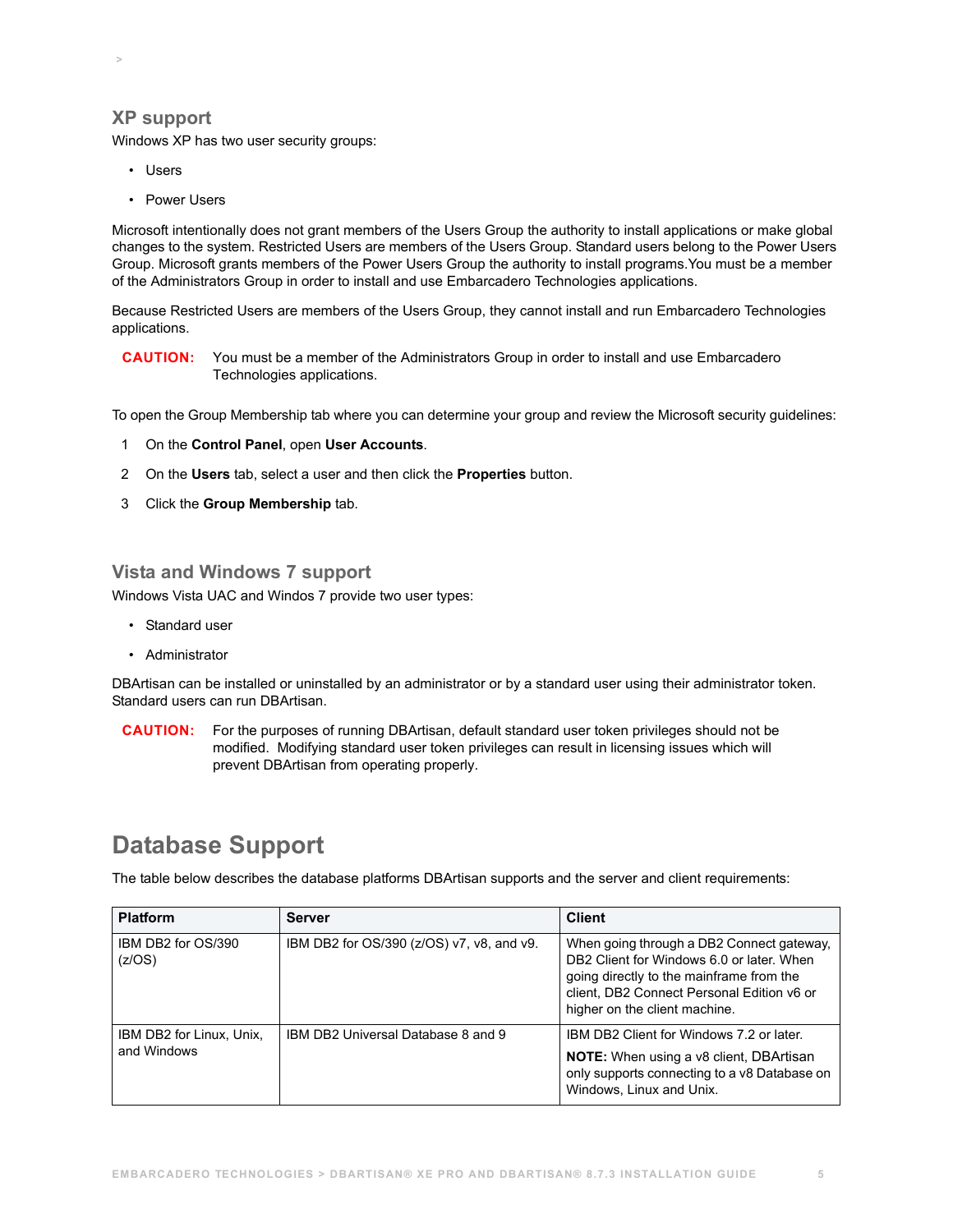### XP support

Windows XP has two user security groups:

- Users
- Power Users

Microsoft intentionally does not grant members of the Users Group the authority to install applications or make global changes to the system. Restricted Users are members of the Users Group. Standard users belong to the Power Users Group. Microsoft grants members of the Power Users Group the authority to install programs.You must be a member of the Administrators Group in order to install and use Embarcadero Technologies applications.

Because Restricted Users are members of the Users Group, they cannot install and run Embarcadero Technologies applications.

**CAUTION:** You must be a member of the Administrators Group in order to install and use Embarcadero Technologies applications.

To open the Group Membership tab where you can determine your group and review the Microsoft security guidelines:

1. On the **Control Panel**, open **User Accounts**.
2. On the **Users** tab, select a user and then click the **Properties** button.
3. Click the **Group Membership** tab.

### Vista and Windows 7 support

Windows Vista UAC and Windos 7 provide two user types:

- Standard user
- Administrator

DBArtisan can be installed or uninstalled by an administrator or by a standard user using their administrator token. Standard users can run DBArtisan.

**CAUTION:** For the purposes of running DBArtisan, default standard user token privileges should not be modified. Modifying standard user token privileges can result in licensing issues which will prevent DBArtisan from operating properly.

## Database Support

The table below describes the database platforms DBArtisan supports and the server and client requirements:

| Platform | Server | Client |
|---|---|---|
| IBM DB2 for OS/390 (z/OS) | IBM DB2 for OS/390 (z/OS) v7, v8, and v9. | When going through a DB2 Connect gateway, DB2 Client for Windows 6.0 or later. When going directly to the mainframe from the client, DB2 Connect Personal Edition v6 or higher on the client machine. |
| IBM DB2 for Linux, Unix, and Windows | IBM DB2 Universal Database 8 and 9 | IBM DB2 Client for Windows 7.2 or later. **NOTE:** When using a v8 client, DBArtisan only supports connecting to a v8 Database on Windows, Linux and Unix. |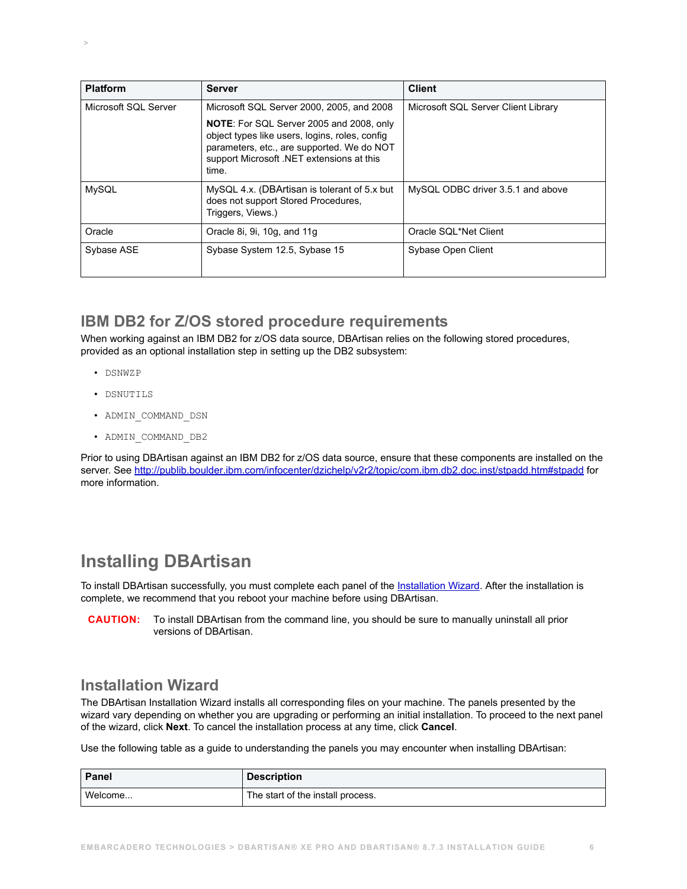| Platform | Server | Client |
|---|---|---|
| Microsoft SQL Server | Microsoft SQL Server 2000, 2005, and 2008<br><br>**NOTE**: For SQL Server 2005 and 2008, only object types like users, logins, roles, config parameters, etc., are supported. We do NOT support Microsoft .NET extensions at this time. | Microsoft SQL Server Client Library |
| MySQL | MySQL 4.x. (DBArtisan is tolerant of 5.x but does not support Stored Procedures, Triggers, Views.) | MySQL ODBC driver 3.5.1 and above |
| Oracle | Oracle 8i, 9i, 10g, and 11g | Oracle SQL*Net Client |
| Sybase ASE | Sybase System 12.5, Sybase 15 | Sybase Open Client |

## IBM DB2 for Z/OS stored procedure requirements

When working against an IBM DB2 for z/OS data source, DBArtisan relies on the following stored procedures, provided as an optional installation step in setting up the DB2 subsystem:

- `DSNWZP`
- `DSNUTILS`
- `ADMIN_COMMAND_DSN`
- `ADMIN_COMMAND_DB2`

Prior to using DBArtisan against an IBM DB2 for z/OS data source, ensure that these components are installed on the server. See http://publib.boulder.ibm.com/infocenter/dzichelp/v2r2/topic/com.ibm.db2.doc.inst/stpadd.htm#stpadd for more information.

# Installing DBArtisan

To install DBArtisan successfully, you must complete each panel of the Installation Wizard. After the installation is complete, we recommend that you reboot your machine before using DBArtisan.

**CAUTION:** To install DBArtisan from the command line, you should be sure to manually uninstall all prior versions of DBArtisan.

## Installation Wizard

The DBArtisan Installation Wizard installs all corresponding files on your machine. The panels presented by the wizard vary depending on whether you are upgrading or performing an initial installation. To proceed to the next panel of the wizard, click **Next**. To cancel the installation process at any time, click **Cancel**.

Use the following table as a guide to understanding the panels you may encounter when installing DBArtisan:

| Panel | Description |
|---|---|
| Welcome... | The start of the install process. |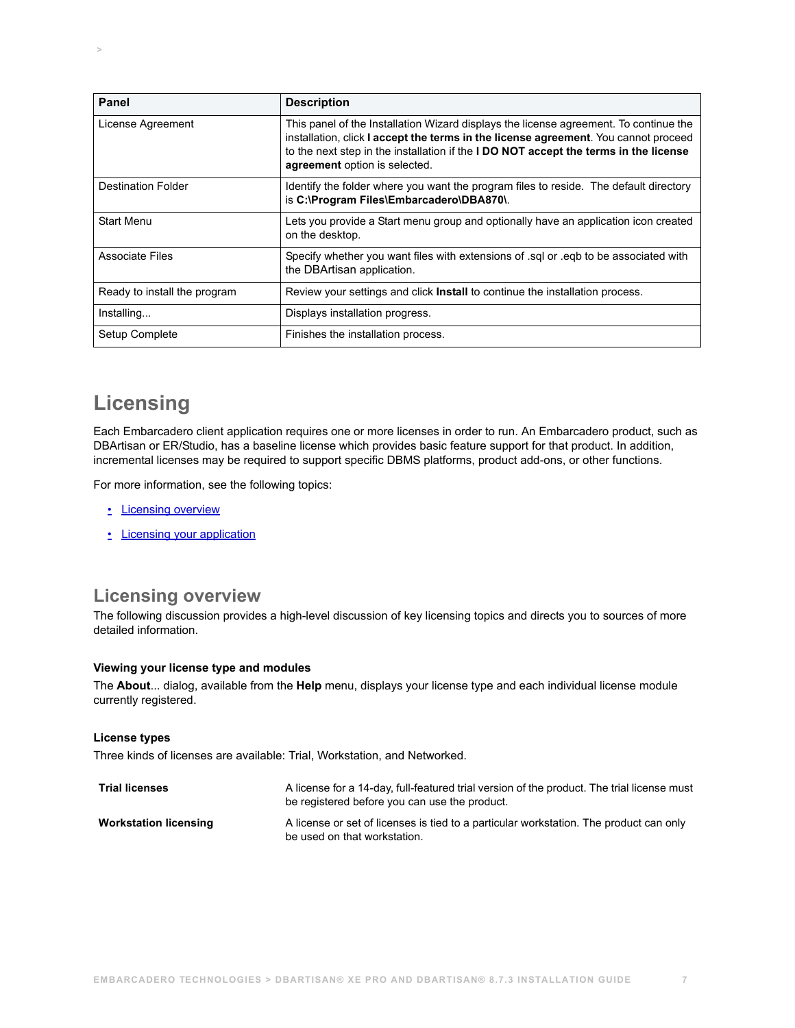| Panel | Description |
|---|---|
| License Agreement | This panel of the Installation Wizard displays the license agreement. To continue the installation, click **I accept the terms in the license agreement**. You cannot proceed to the next step in the installation if the **I DO NOT accept the terms in the license agreement** option is selected. |
| Destination Folder | Identify the folder where you want the program files to reside. The default directory is **C:\Program Files\Embarcadero\DBA870\**. |
| Start Menu | Lets you provide a Start menu group and optionally have an application icon created on the desktop. |
| Associate Files | Specify whether you want files with extensions of .sql or .eqb to be associated with the DBArtisan application. |
| Ready to install the program | Review your settings and click **Install** to continue the installation process. |
| Installing... | Displays installation progress. |
| Setup Complete | Finishes the installation process. |

# Licensing

Each Embarcadero client application requires one or more licenses in order to run. An Embarcadero product, such as DBArtisan or ER/Studio, has a baseline license which provides basic feature support for that product. In addition, incremental licenses may be required to support specific DBMS platforms, product add-ons, or other functions.

For more information, see the following topics:

- Licensing overview
- Licensing your application

## Licensing overview

The following discussion provides a high-level discussion of key licensing topics and directs you to sources of more detailed information.

### Viewing your license type and modules

The **About**... dialog, available from the **Help** menu, displays your license type and each individual license module currently registered.

### License types

Three kinds of licenses are available: Trial, Workstation, and Networked.

| | |
|---|---|
| **Trial licenses** | A license for a 14-day, full-featured trial version of the product. The trial license must be registered before you can use the product. |
| **Workstation licensing** | A license or set of licenses is tied to a particular workstation. The product can only be used on that workstation. |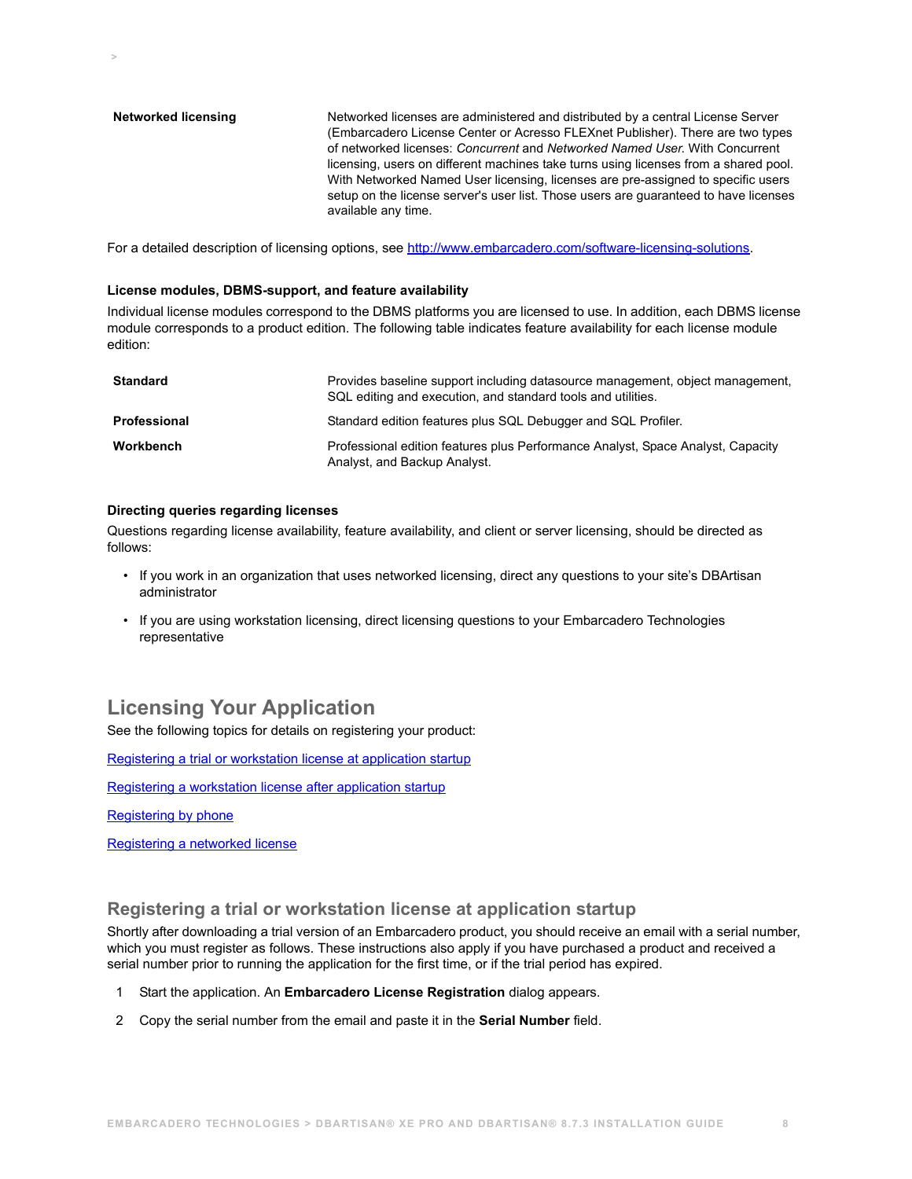| | |
|---|---|
| **Networked licensing** | Networked licenses are administered and distributed by a central License Server (Embarcadero License Center or Acresso FLEXnet Publisher). There are two types of networked licenses: *Concurrent* and *Networked Named User*. With Concurrent licensing, users on different machines take turns using licenses from a shared pool. With Networked Named User licensing, licenses are pre-assigned to specific users setup on the license server's user list. Those users are guaranteed to have licenses available any time. |

For a detailed description of licensing options, see [http://www.embarcadero.com/software-licensing-solutions](http://www.embarcadero.com/software-licensing-solutions).

#### License modules, DBMS-support, and feature availability

Individual license modules correspond to the DBMS platforms you are licensed to use. In addition, each DBMS license module corresponds to a product edition. The following table indicates feature availability for each license module edition:

| | |
|---|---|
| **Standard** | Provides baseline support including datasource management, object management, SQL editing and execution, and standard tools and utilities. |
| **Professional** | Standard edition features plus SQL Debugger and SQL Profiler. |
| **Workbench** | Professional edition features plus Performance Analyst, Space Analyst, Capacity Analyst, and Backup Analyst. |

#### Directing queries regarding licenses

Questions regarding license availability, feature availability, and client or server licensing, should be directed as follows:

- If you work in an organization that uses networked licensing, direct any questions to your site's DBArtisan administrator
- If you are using workstation licensing, direct licensing questions to your Embarcadero Technologies representative

## Licensing Your Application

See the following topics for details on registering your product:

Registering a trial or workstation license at application startup

Registering a workstation license after application startup

Registering by phone

Registering a networked license

### Registering a trial or workstation license at application startup

Shortly after downloading a trial version of an Embarcadero product, you should receive an email with a serial number, which you must register as follows. These instructions also apply if you have purchased a product and received a serial number prior to running the application for the first time, or if the trial period has expired.

1. Start the application. An **Embarcadero License Registration** dialog appears.
2. Copy the serial number from the email and paste it in the **Serial Number** field.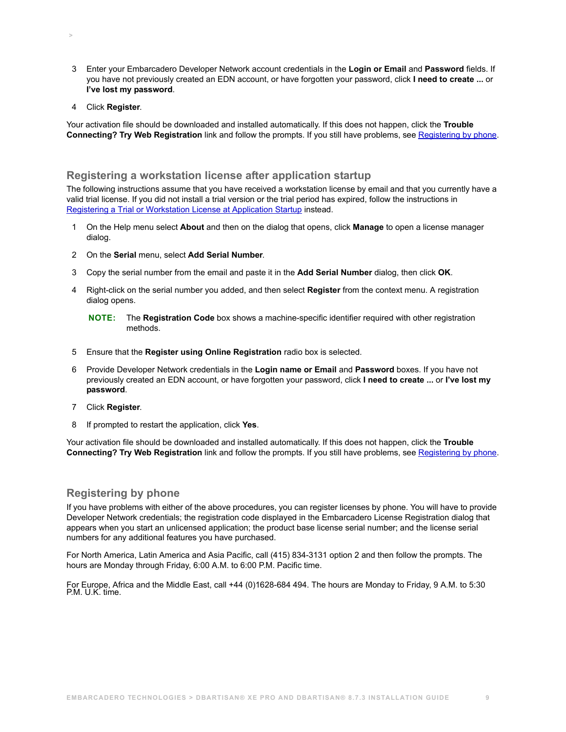3. Enter your Embarcadero Developer Network account credentials in the **Login or Email** and **Password** fields. If you have not previously created an EDN account, or have forgotten your password, click **I need to create ...** or **I've lost my password**.

4. Click **Register**.

Your activation file should be downloaded and installed automatically. If this does not happen, click the **Trouble Connecting? Try Web Registration** link and follow the prompts. If you still have problems, see Registering by phone.

## Registering a workstation license after application startup

The following instructions assume that you have received a workstation license by email and that you currently have a valid trial license. If you did not install a trial version or the trial period has expired, follow the instructions in Registering a Trial or Workstation License at Application Startup instead.

1. On the Help menu select **About** and then on the dialog that opens, click **Manage** to open a license manager dialog.

2. On the **Serial** menu, select **Add Serial Number**.

3. Copy the serial number from the email and paste it in the **Add Serial Number** dialog, then click **OK**.

4. Right-click on the serial number you added, and then select **Register** from the context menu. A registration dialog opens.

   **NOTE:** The **Registration Code** box shows a machine-specific identifier required with other registration methods.

5. Ensure that the **Register using Online Registration** radio box is selected.

6. Provide Developer Network credentials in the **Login name or Email** and **Password** boxes. If you have not previously created an EDN account, or have forgotten your password, click **I need to create ...** or **I've lost my password**.

7. Click **Register**.

8. If prompted to restart the application, click **Yes**.

Your activation file should be downloaded and installed automatically. If this does not happen, click the **Trouble Connecting? Try Web Registration** link and follow the prompts. If you still have problems, see Registering by phone.

## Registering by phone

If you have problems with either of the above procedures, you can register licenses by phone. You will have to provide Developer Network credentials; the registration code displayed in the Embarcadero License Registration dialog that appears when you start an unlicensed application; the product base license serial number; and the license serial numbers for any additional features you have purchased.

For North America, Latin America and Asia Pacific, call (415) 834-3131 option 2 and then follow the prompts. The hours are Monday through Friday, 6:00 A.M. to 6:00 P.M. Pacific time.

For Europe, Africa and the Middle East, call +44 (0)1628-684 494. The hours are Monday to Friday, 9 A.M. to 5:30 P.M. U.K. time.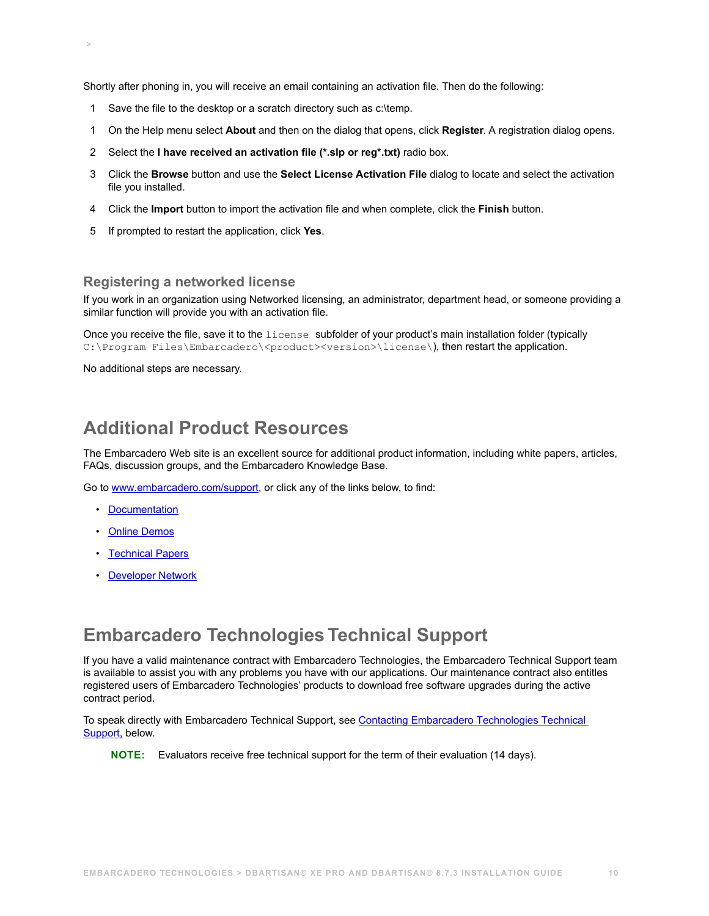Shortly after phoning in, you will receive an email containing an activation file. Then do the following:

1. Save the file to the desktop or a scratch directory such as c:\temp.

1. On the Help menu select **About** and then on the dialog that opens, click **Register**. A registration dialog opens.

2. Select the **I have received an activation file (*.slp or reg*.txt)** radio box.

3. Click the **Browse** button and use the **Select License Activation File** dialog to locate and select the activation file you installed.

4. Click the **Import** button to import the activation file and when complete, click the **Finish** button.

5. If prompted to restart the application, click **Yes**.

### Registering a networked license

If you work in an organization using Networked licensing, an administrator, department head, or someone providing a similar function will provide you with an activation file.

Once you receive the file, save it to the `license` subfolder of your product's main installation folder (typically `C:\Program Files\Embarcadero\<product><version>\license\`), then restart the application.

No additional steps are necessary.

## Additional Product Resources

The Embarcadero Web site is an excellent source for additional product information, including white papers, articles, FAQs, discussion groups, and the Embarcadero Knowledge Base.

Go to [www.embarcadero.com/support](www.embarcadero.com/support), or click any of the links below, to find:

- Documentation
- Online Demos
- Technical Papers
- Developer Network

## Embarcadero Technologies Technical Support

If you have a valid maintenance contract with Embarcadero Technologies, the Embarcadero Technical Support team is available to assist you with any problems you have with our applications. Our maintenance contract also entitles registered users of Embarcadero Technologies' products to download free software upgrades during the active contract period.

To speak directly with Embarcadero Technical Support, see Contacting Embarcadero Technologies Technical Support, below.

> **NOTE:** Evaluators receive free technical support for the term of their evaluation (14 days).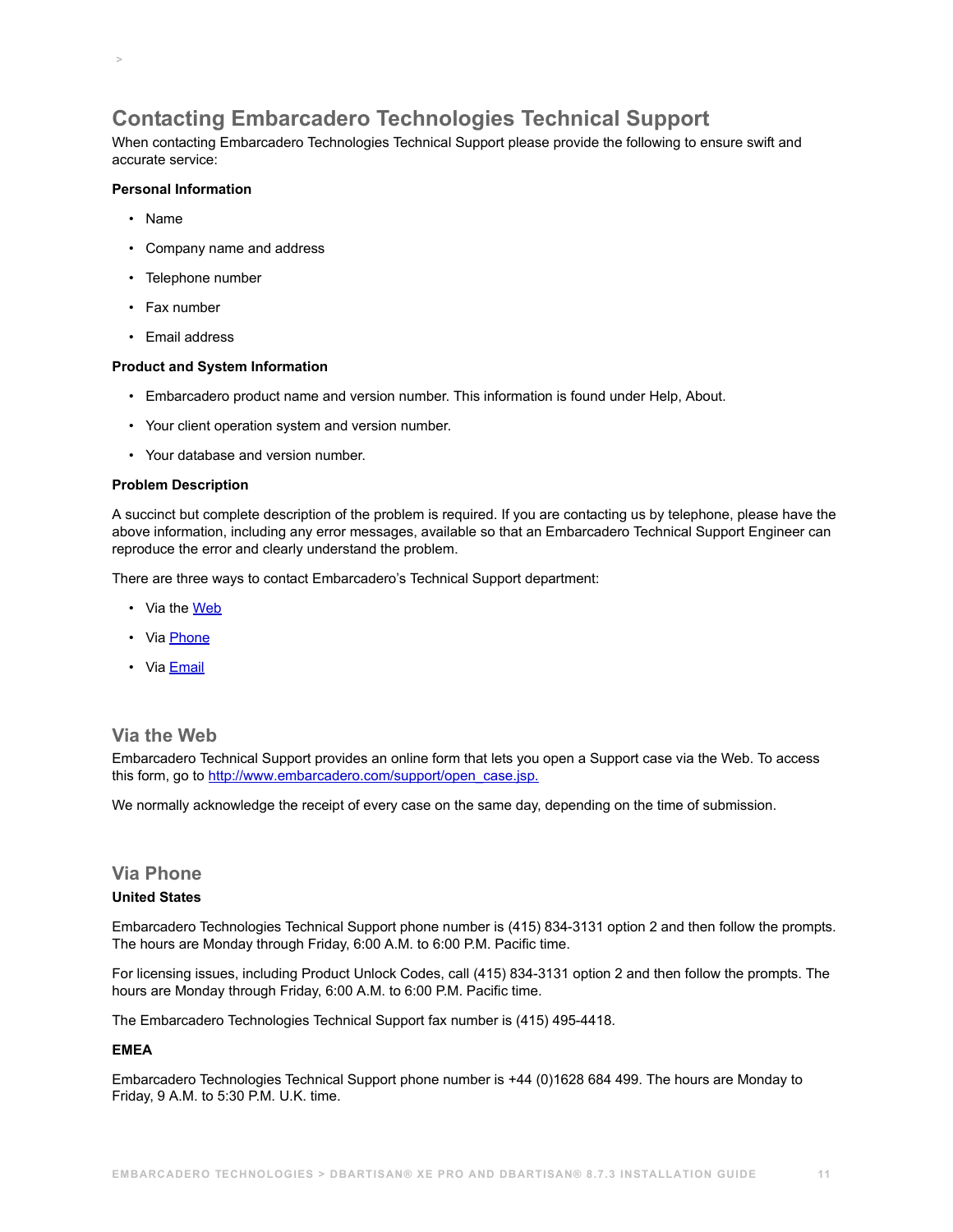## Contacting Embarcadero Technologies Technical Support

When contacting Embarcadero Technologies Technical Support please provide the following to ensure swift and accurate service:

**Personal Information**

- Name
- Company name and address
- Telephone number
- Fax number
- Email address

**Product and System Information**

- Embarcadero product name and version number. This information is found under Help, About.
- Your client operation system and version number.
- Your database and version number.

**Problem Description**

A succinct but complete description of the problem is required. If you are contacting us by telephone, please have the above information, including any error messages, available so that an Embarcadero Technical Support Engineer can reproduce the error and clearly understand the problem.

There are three ways to contact Embarcadero's Technical Support department:

- Via the Web
- Via Phone
- Via Email

### Via the Web

Embarcadero Technical Support provides an online form that lets you open a Support case via the Web. To access this form, go to http://www.embarcadero.com/support/open_case.jsp.

We normally acknowledge the receipt of every case on the same day, depending on the time of submission.

### Via Phone

**United States**

Embarcadero Technologies Technical Support phone number is (415) 834-3131 option 2 and then follow the prompts. The hours are Monday through Friday, 6:00 A.M. to 6:00 P.M. Pacific time.

For licensing issues, including Product Unlock Codes, call (415) 834-3131 option 2 and then follow the prompts. The hours are Monday through Friday, 6:00 A.M. to 6:00 P.M. Pacific time.

The Embarcadero Technologies Technical Support fax number is (415) 495-4418.

**EMEA**

Embarcadero Technologies Technical Support phone number is +44 (0)1628 684 499. The hours are Monday to Friday, 9 A.M. to 5:30 P.M. U.K. time.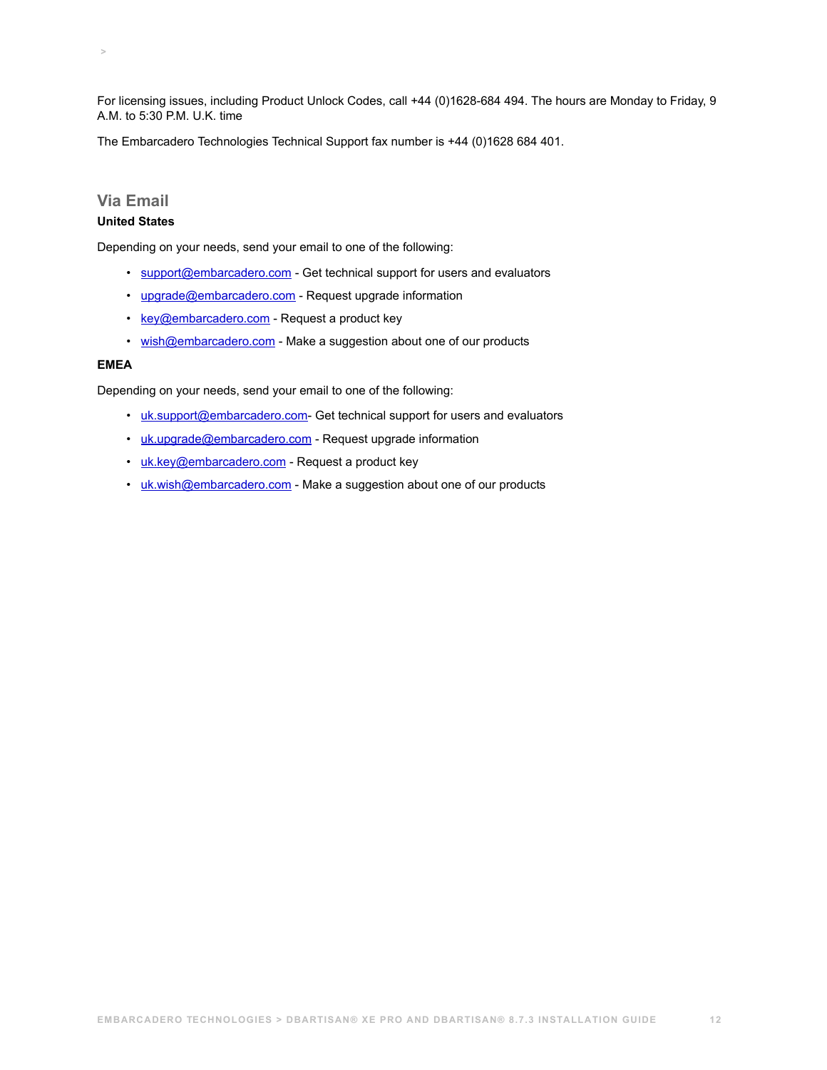For licensing issues, including Product Unlock Codes, call +44 (0)1628-684 494. The hours are Monday to Friday, 9 A.M. to 5:30 P.M. U.K. time

The Embarcadero Technologies Technical Support fax number is +44 (0)1628 684 401.

## Via Email

**United States**

Depending on your needs, send your email to one of the following:

- support@embarcadero.com - Get technical support for users and evaluators
- upgrade@embarcadero.com - Request upgrade information
- key@embarcadero.com - Request a product key
- wish@embarcadero.com - Make a suggestion about one of our products

**EMEA**

Depending on your needs, send your email to one of the following:

- uk.support@embarcadero.com- Get technical support for users and evaluators
- uk.upgrade@embarcadero.com - Request upgrade information
- uk.key@embarcadero.com - Request a product key
- uk.wish@embarcadero.com - Make a suggestion about one of our products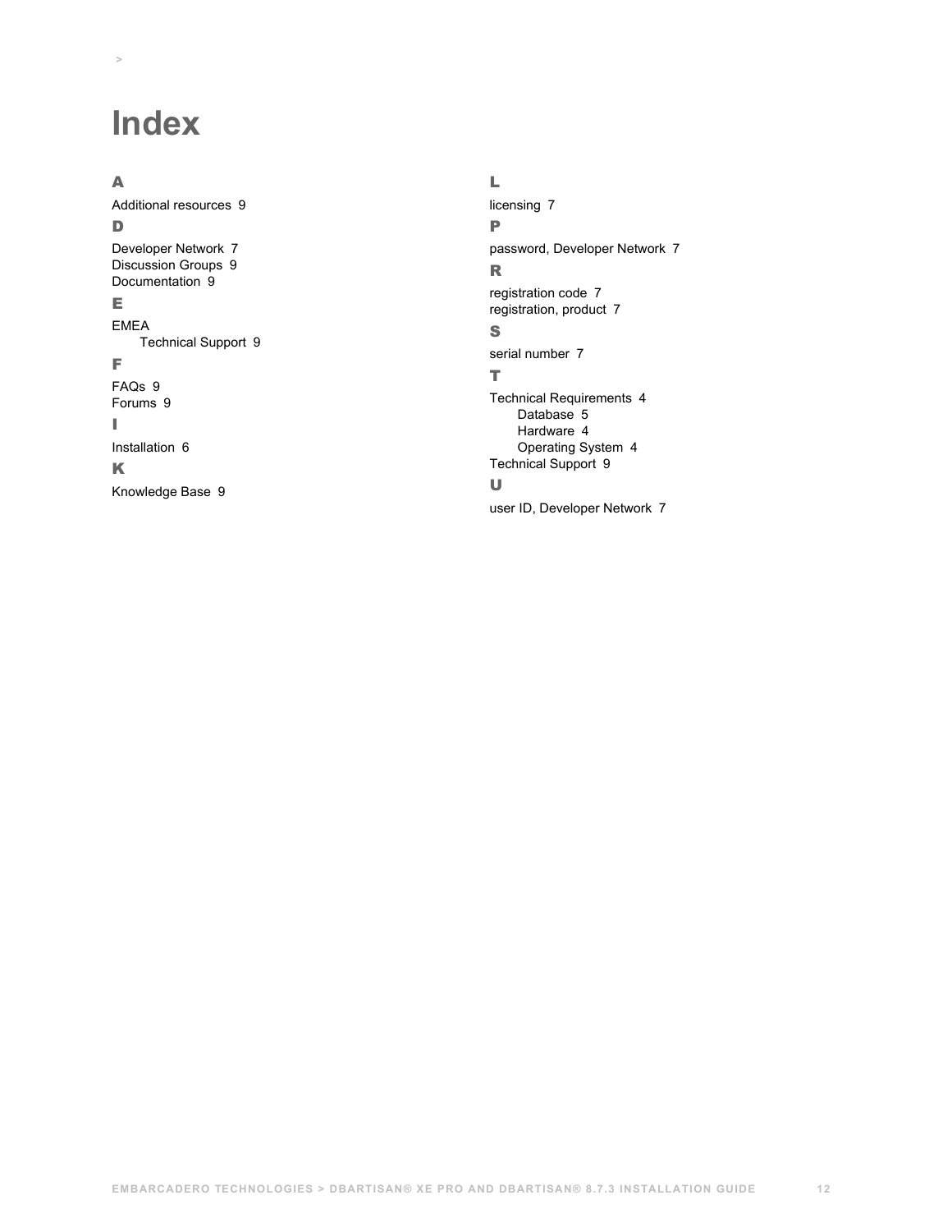# Index

## A

Additional resources 9

## D

Developer Network 7
Discussion Groups 9
Documentation 9

## E

EMEA
- Technical Support 9

## F

FAQs 9
Forums 9

## I

Installation 6

## K

Knowledge Base 9

## L

licensing 7

## P

password, Developer Network 7

## R

registration code 7
registration, product 7

## S

serial number 7

## T

Technical Requirements 4
- Database 5
- Hardware 4
- Operating System 4

Technical Support 9

## U

user ID, Developer Network 7